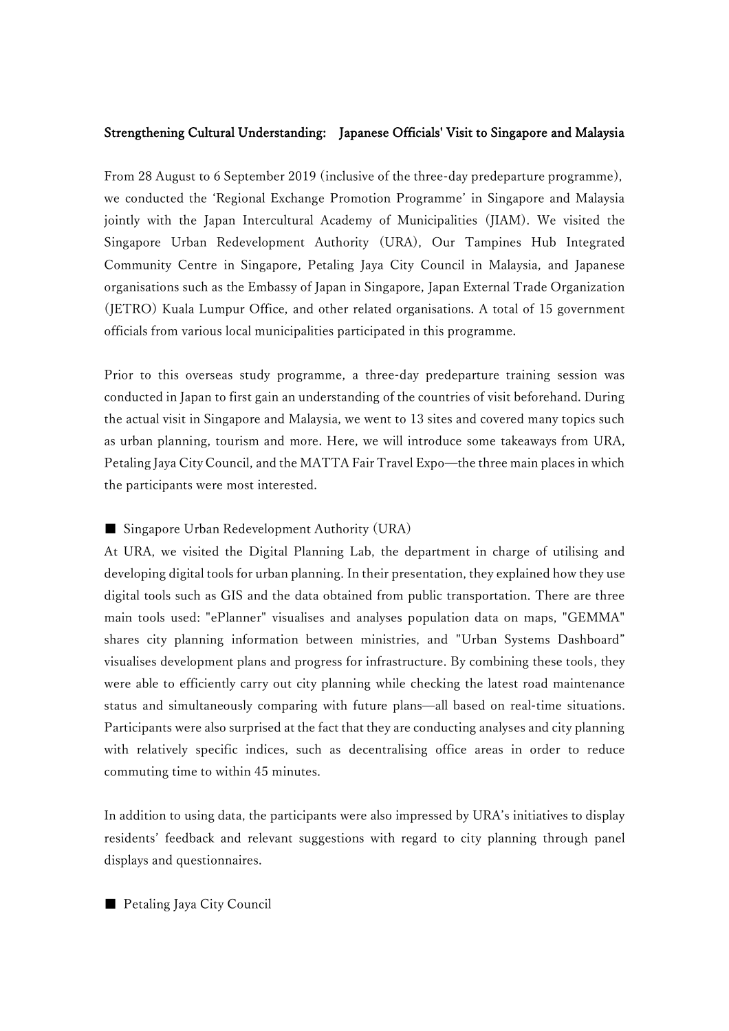# Strengthening Cultural Understanding: Japanese Officials' Visit to Singapore and Malaysia

From 28 August to 6 September 2019 (inclusive of the three-day predeparture programme), we conducted the 'Regional Exchange Promotion Programme' in Singapore and Malaysia jointly with the Japan Intercultural Academy of Municipalities (JIAM). We visited the Singapore Urban Redevelopment Authority (URA), Our Tampines Hub Integrated Community Centre in Singapore, Petaling Jaya City Council in Malaysia, and Japanese organisations such as the Embassy of Japan in Singapore, Japan External Trade Organization (JETRO) Kuala Lumpur Office, and other related organisations. A total of 15 government officials from various local municipalities participated in this programme.

Prior to this overseas study programme, a three-day predeparture training session was conducted in Japan to first gain an understanding of the countries of visit beforehand. During the actual visit in Singapore and Malaysia, we went to 13 sites and covered many topics such as urban planning, tourism and more. Here, we will introduce some takeaways from URA, Petaling Jaya City Council, and the MATTA Fair Travel Expo—the three main places in which the participants were most interested.

## ■ Singapore Urban Redevelopment Authority (URA)

At URA, we visited the Digital Planning Lab, the department in charge of utilising and developing digital tools for urban planning. In their presentation, they explained how they use digital tools such as GIS and the data obtained from public transportation. There are three main tools used: "ePlanner" visualises and analyses population data on maps, "GEMMA" shares city planning information between ministries, and "Urban Systems Dashboard" visualises development plans and progress for infrastructure. By combining these tools, they were able to efficiently carry out city planning while checking the latest road maintenance status and simultaneously comparing with future plans—all based on real-time situations. Participants were also surprised at the fact that they are conducting analyses and city planning with relatively specific indices, such as decentralising office areas in order to reduce commuting time to within 45 minutes.

In addition to using data, the participants were also impressed by URA's initiatives to display residents' feedback and relevant suggestions with regard to city planning through panel displays and questionnaires.

## ■ Petaling Jaya City Council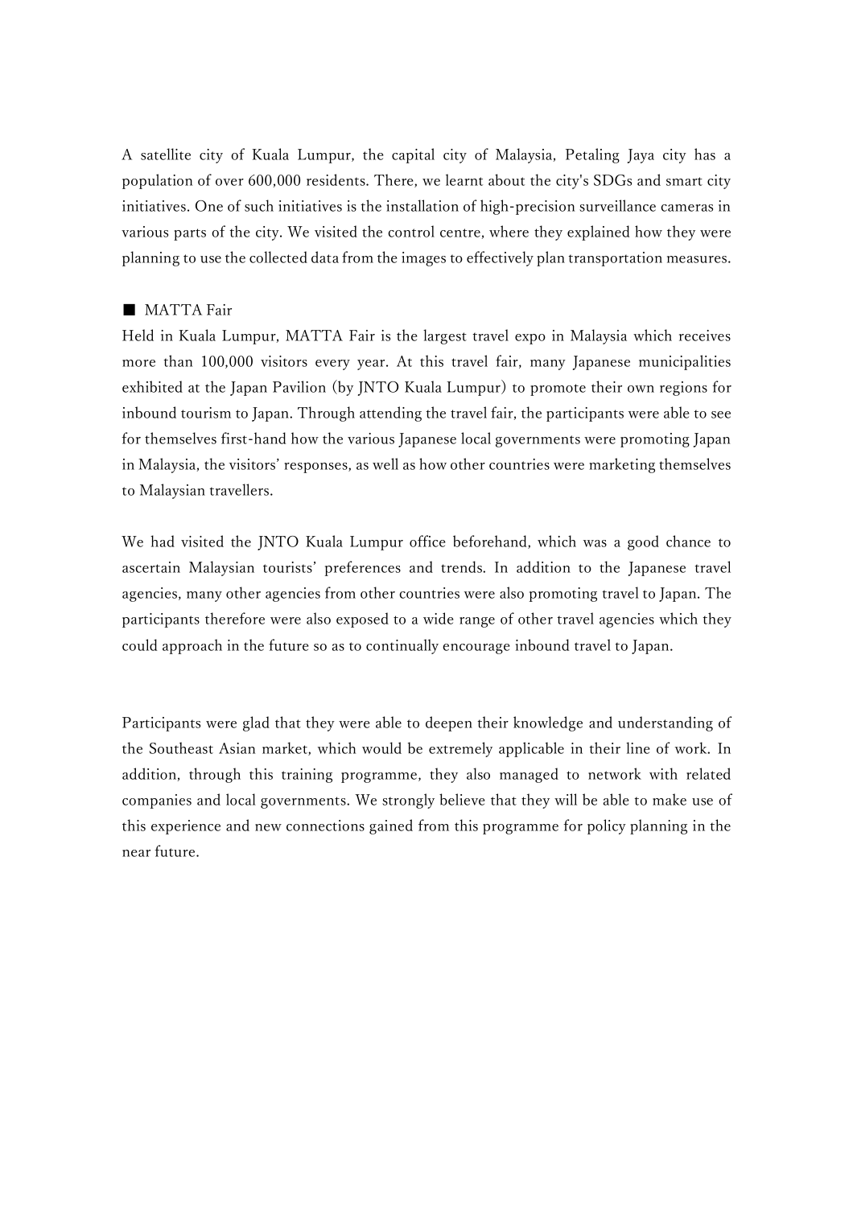A satellite city of Kuala Lumpur, the capital city of Malaysia, Petaling Jaya city has a population of over 600,000 residents. There, we learnt about the city's SDGs and smart city initiatives. One of such initiatives is the installation of high-precision surveillance cameras in various parts of the city. We visited the control centre, where they explained how they were planning to use the collected data from the images to effectively plan transportation measures.

### ■ MATTA Fair

Held in Kuala Lumpur, MATTA Fair is the largest travel expo in Malaysia which receives more than 100,000 visitors every year. At this travel fair, many Japanese municipalities exhibited at the Japan Pavilion (by JNTO Kuala Lumpur) to promote their own regions for inbound tourism to Japan. Through attending the travel fair, the participants were able to see for themselves first-hand how the various Japanese local governments were promoting Japan in Malaysia, the visitors' responses, as well as how other countries were marketing themselves to Malaysian travellers.

We had visited the JNTO Kuala Lumpur office beforehand, which was a good chance to ascertain Malaysian tourists' preferences and trends. In addition to the Japanese travel agencies, many other agencies from other countries were also promoting travel to Japan. The participants therefore were also exposed to a wide range of other travel agencies which they could approach in the future so as to continually encourage inbound travel to Japan.

Participants were glad that they were able to deepen their knowledge and understanding of the Southeast Asian market, which would be extremely applicable in their line of work. In addition, through this training programme, they also managed to network with related companies and local governments. We strongly believe that they will be able to make use of this experience and new connections gained from this programme for policy planning in the near future.